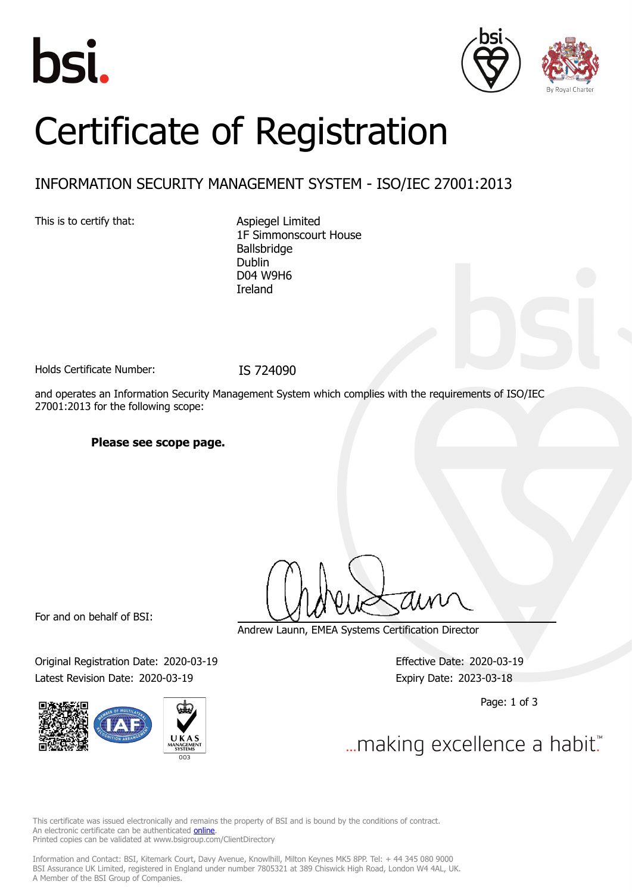bsi.

# Certificate of Registration

## INFORMATION SECURITY MANAGEMENT SYSTEM - ISO/IEC 27001:2013

This is to certify that:

Aspiegel Limited
1F Simmonscourt House
Ballsbridge
Dublin
D04 W9H6
Ireland

Holds Certificate Number: IS 724090

and operates an Information Security Management System which complies with the requirements of ISO/IEC 27001:2013 for the following scope:

**Please see scope page.**

For and on behalf of BSI:

Andrew Launn, EMEA Systems Certification Director

Original Registration Date: 2020-03-19
Latest Revision Date: 2020-03-19

Effective Date: 2020-03-19
Expiry Date: 2023-03-18

...making excellence a habit.™

This certificate was issued electronically and remains the property of BSI and is bound by the conditions of contract.
An electronic certificate can be authenticated online.
Printed copies can be validated at www.bsigroup.com/ClientDirectory

Information and Contact: BSI, Kitemark Court, Davy Avenue, Knowlhill, Milton Keynes MK5 8PP. Tel: + 44 345 080 9000
BSI Assurance UK Limited, registered in England under number 7805321 at 389 Chiswick High Road, London W4 4AL, UK.
A Member of the BSI Group of Companies.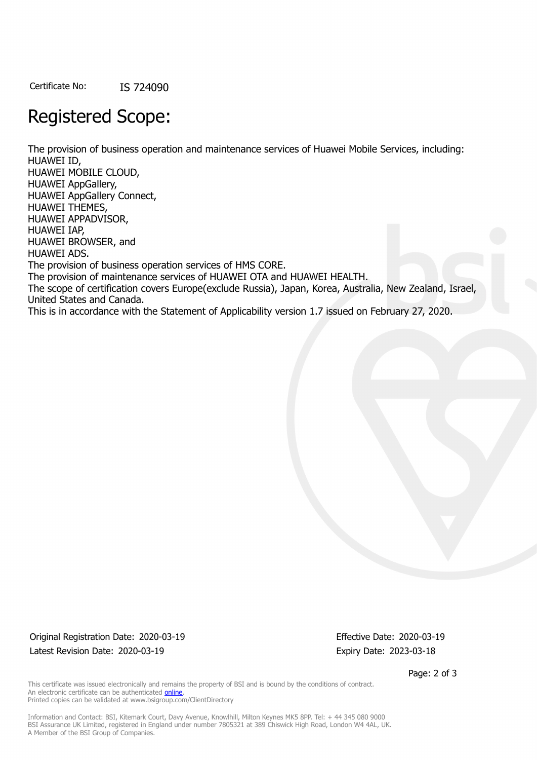Certificate No: IS 724090

# Registered Scope:

The provision of business operation and maintenance services of Huawei Mobile Services, including:
HUAWEI ID,
HUAWEI MOBILE CLOUD,
HUAWEI AppGallery,
HUAWEI AppGallery Connect,
HUAWEI THEMES,
HUAWEI APPADVISOR,
HUAWEI IAP,
HUAWEI BROWSER, and
HUAWEI ADS.
The provision of business operation services of HMS CORE.
The provision of maintenance services of HUAWEI OTA and HUAWEI HEALTH.
The scope of certification covers Europe(exclude Russia), Japan, Korea, Australia, New Zealand, Israel, United States and Canada.
This is in accordance with the Statement of Applicability version 1.7 issued on February 27, 2020.

Original Registration Date: 2020-03-19
Latest Revision Date: 2020-03-19

Effective Date: 2020-03-19
Expiry Date: 2023-03-18

This certificate was issued electronically and remains the property of BSI and is bound by the conditions of contract.
An electronic certificate can be authenticated online.
Printed copies can be validated at www.bsigroup.com/ClientDirectory

Information and Contact: BSI, Kitemark Court, Davy Avenue, Knowlhill, Milton Keynes MK5 8PP. Tel: + 44 345 080 9000
BSI Assurance UK Limited, registered in England under number 7805321 at 389 Chiswick High Road, London W4 4AL, UK.
A Member of the BSI Group of Companies.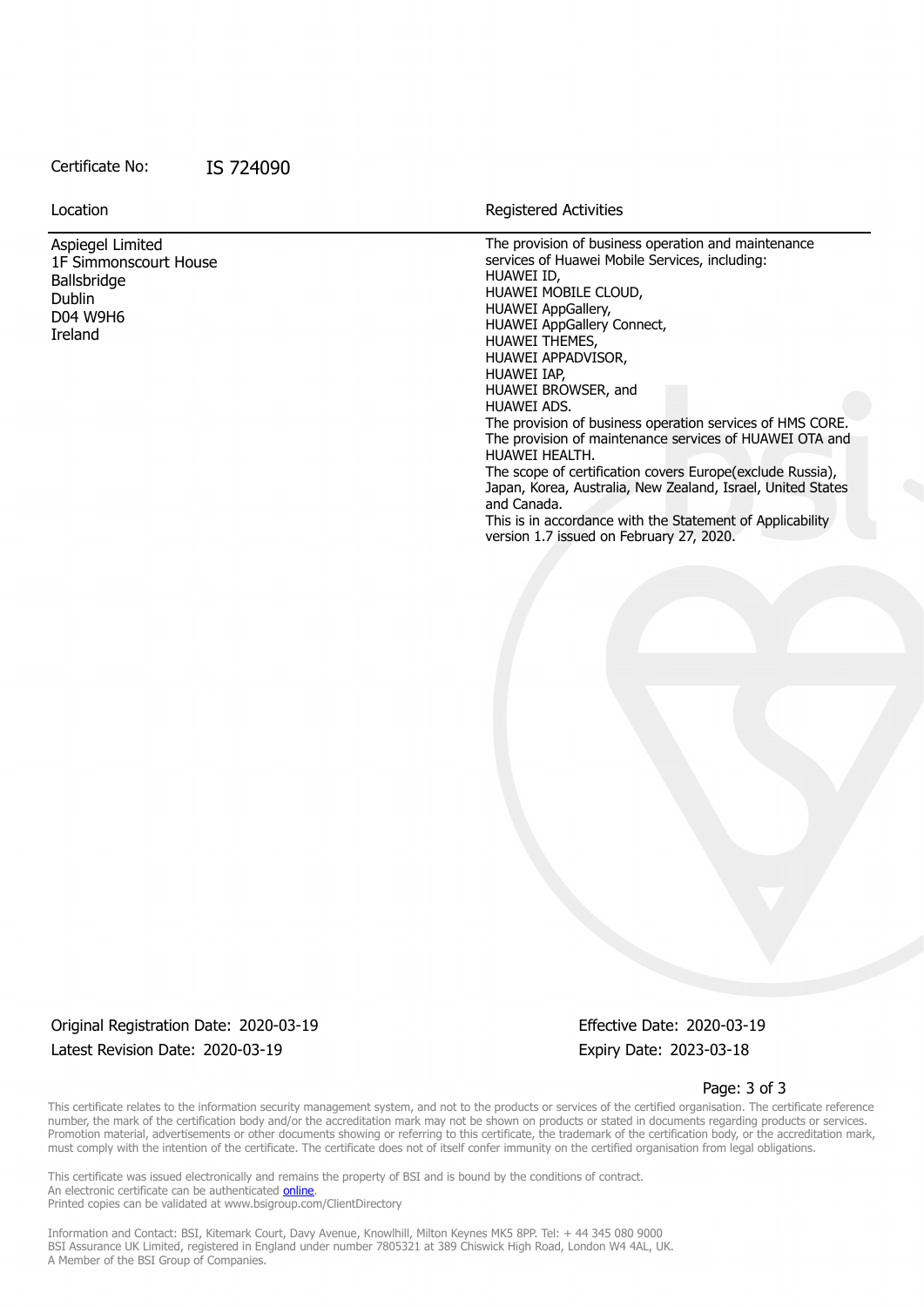Certificate No: IS 724090

| Location | Registered Activities |
| --- | --- |
| Aspiegel Limited<br>1F Simmonscourt House<br>Ballsbridge<br>Dublin<br>D04 W9H6<br>Ireland | The provision of business operation and maintenance services of Huawei Mobile Services, including:<br>HUAWEI ID,<br>HUAWEI MOBILE CLOUD,<br>HUAWEI AppGallery,<br>HUAWEI AppGallery Connect,<br>HUAWEI THEMES,<br>HUAWEI APPADVISOR,<br>HUAWEI IAP,<br>HUAWEI BROWSER, and<br>HUAWEI ADS.<br>The provision of business operation services of HMS CORE.<br>The provision of maintenance services of HUAWEI OTA and HUAWEI HEALTH.<br>The scope of certification covers Europe(exclude Russia), Japan, Korea, Australia, New Zealand, Israel, United States and Canada.<br>This is in accordance with the Statement of Applicability version 1.7 issued on February 27, 2020. |

Original Registration Date: 2020-03-19

Latest Revision Date: 2020-03-19

Effective Date: 2020-03-19

Expiry Date: 2023-03-18

This certificate relates to the information security management system, and not to the products or services of the certified organisation. The certificate reference number, the mark of the certification body and/or the accreditation mark may not be shown on products or stated in documents regarding products or services. Promotion material, advertisements or other documents showing or referring to this certificate, the trademark of the certification body, or the accreditation mark, must comply with the intention of the certificate. The certificate does not of itself confer immunity on the certified organisation from legal obligations.

This certificate was issued electronically and remains the property of BSI and is bound by the conditions of contract.
An electronic certificate can be authenticated online.
Printed copies can be validated at www.bsigroup.com/ClientDirectory

Information and Contact: BSI, Kitemark Court, Davy Avenue, Knowlhill, Milton Keynes MK5 8PP. Tel: + 44 345 080 9000
BSI Assurance UK Limited, registered in England under number 7805321 at 389 Chiswick High Road, London W4 4AL, UK.
A Member of the BSI Group of Companies.